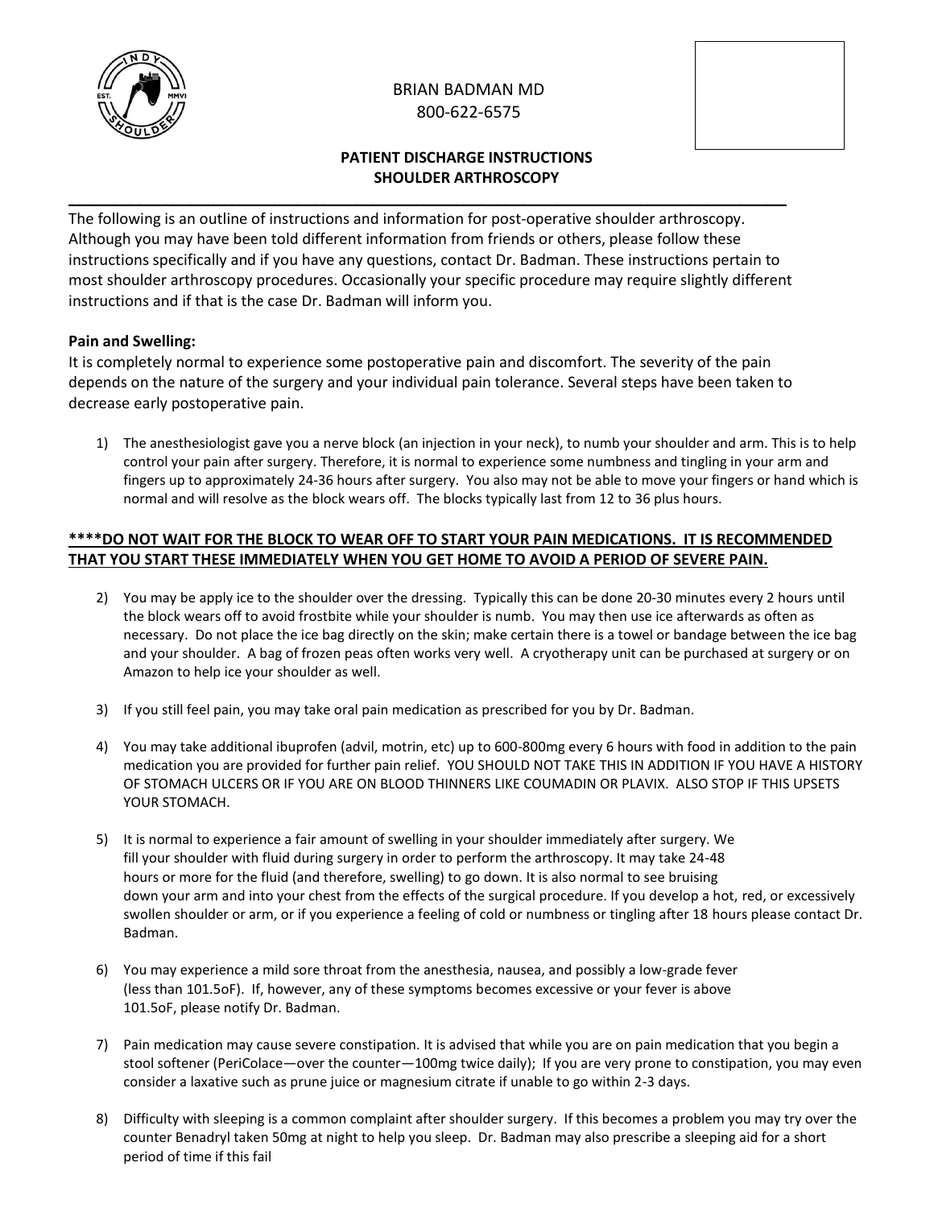BRIAN BADMAN MD
800-622-6575

**PATIENT DISCHARGE INSTRUCTIONS**
**SHOULDER ARTHROSCOPY**

---

The following is an outline of instructions and information for post-operative shoulder arthroscopy. Although you may have been told different information from friends or others, please follow these instructions specifically and if you have any questions, contact Dr. Badman. These instructions pertain to most shoulder arthroscopy procedures. Occasionally your specific procedure may require slightly different instructions and if that is the case Dr. Badman will inform you.

**Pain and Swelling:**
It is completely normal to experience some postoperative pain and discomfort. The severity of the pain depends on the nature of the surgery and your individual pain tolerance. Several steps have been taken to decrease early postoperative pain.

1) The anesthesiologist gave you a nerve block (an injection in your neck), to numb your shoulder and arm. This is to help control your pain after surgery. Therefore, it is normal to experience some numbness and tingling in your arm and fingers up to approximately 24-36 hours after surgery. You also may not be able to move your fingers or hand which is normal and will resolve as the block wears off. The blocks typically last from 12 to 36 plus hours.

**\*\*\*\*DO NOT WAIT FOR THE BLOCK TO WEAR OFF TO START YOUR PAIN MEDICATIONS. IT IS RECOMMENDED THAT YOU START THESE IMMEDIATELY WHEN YOU GET HOME TO AVOID A PERIOD OF SEVERE PAIN.**

2) You may be apply ice to the shoulder over the dressing. Typically this can be done 20-30 minutes every 2 hours until the block wears off to avoid frostbite while your shoulder is numb. You may then use ice afterwards as often as necessary. Do not place the ice bag directly on the skin; make certain there is a towel or bandage between the ice bag and your shoulder. A bag of frozen peas often works very well. A cryotherapy unit can be purchased at surgery or on Amazon to help ice your shoulder as well.

3) If you still feel pain, you may take oral pain medication as prescribed for you by Dr. Badman.

4) You may take additional ibuprofen (advil, motrin, etc) up to 600-800mg every 6 hours with food in addition to the pain medication you are provided for further pain relief. YOU SHOULD NOT TAKE THIS IN ADDITION IF YOU HAVE A HISTORY OF STOMACH ULCERS OR IF YOU ARE ON BLOOD THINNERS LIKE COUMADIN OR PLAVIX. ALSO STOP IF THIS UPSETS YOUR STOMACH.

5) It is normal to experience a fair amount of swelling in your shoulder immediately after surgery. We fill your shoulder with fluid during surgery in order to perform the arthroscopy. It may take 24-48 hours or more for the fluid (and therefore, swelling) to go down. It is also normal to see bruising down your arm and into your chest from the effects of the surgical procedure. If you develop a hot, red, or excessively swollen shoulder or arm, or if you experience a feeling of cold or numbness or tingling after 18 hours please contact Dr. Badman.

6) You may experience a mild sore throat from the anesthesia, nausea, and possibly a low-grade fever (less than 101.5oF). If, however, any of these symptoms becomes excessive or your fever is above 101.5oF, please notify Dr. Badman.

7) Pain medication may cause severe constipation. It is advised that while you are on pain medication that you begin a stool softener (PeriColace—over the counter—100mg twice daily); If you are very prone to constipation, you may even consider a laxative such as prune juice or magnesium citrate if unable to go within 2-3 days.

8) Difficulty with sleeping is a common complaint after shoulder surgery. If this becomes a problem you may try over the counter Benadryl taken 50mg at night to help you sleep. Dr. Badman may also prescribe a sleeping aid for a short period of time if this fail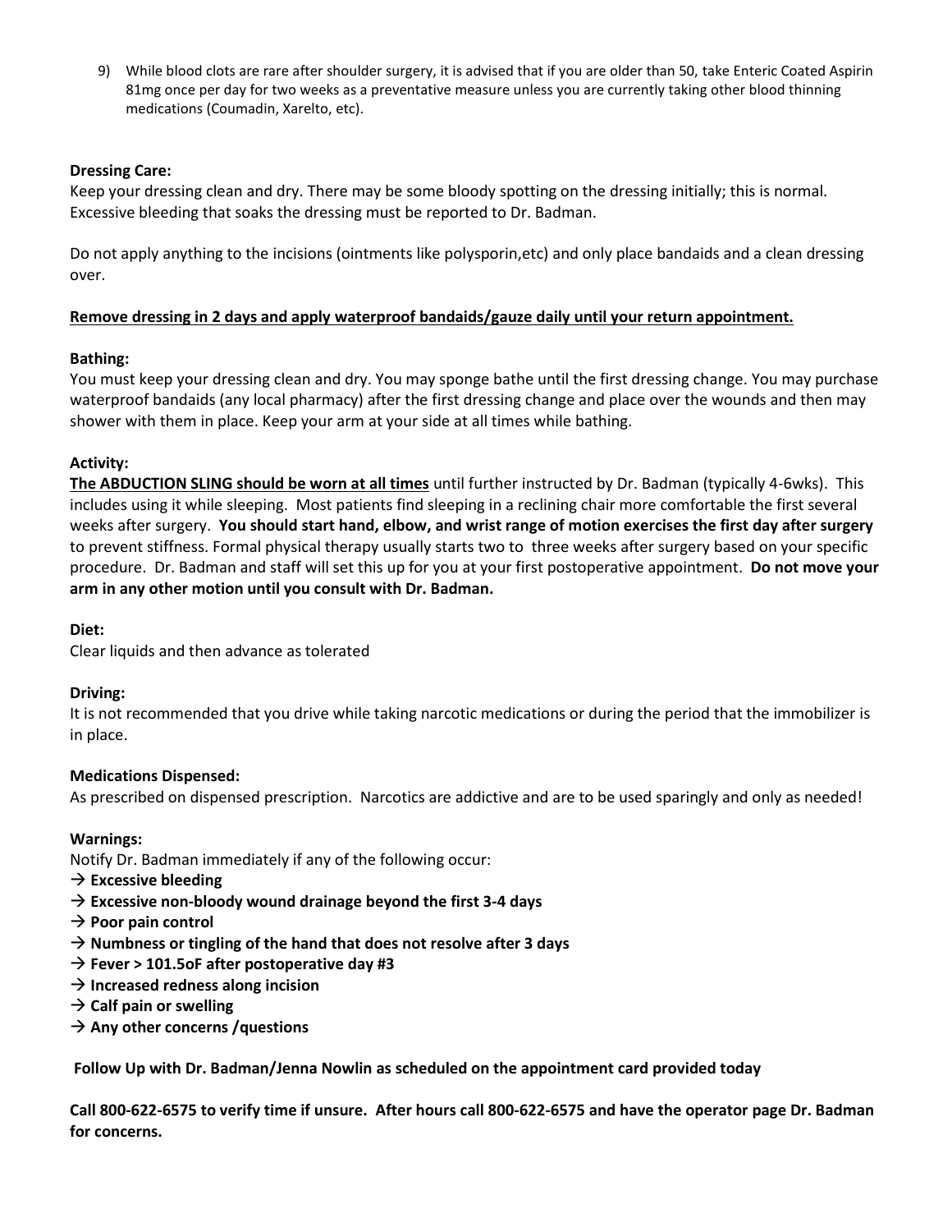9) While blood clots are rare after shoulder surgery, it is advised that if you are older than 50, take Enteric Coated Aspirin 81mg once per day for two weeks as a preventative measure unless you are currently taking other blood thinning medications (Coumadin, Xarelto, etc).

**Dressing Care:**

Keep your dressing clean and dry. There may be some bloody spotting on the dressing initially; this is normal. Excessive bleeding that soaks the dressing must be reported to Dr. Badman.

Do not apply anything to the incisions (ointments like polysporin,etc) and only place bandaids and a clean dressing over.

**Remove dressing in 2 days and apply waterproof bandaids/gauze daily until your return appointment.**

**Bathing:**

You must keep your dressing clean and dry. You may sponge bathe until the first dressing change. You may purchase waterproof bandaids (any local pharmacy) after the first dressing change and place over the wounds and then may shower with them in place. Keep your arm at your side at all times while bathing.

**Activity:**

**The ABDUCTION SLING should be worn at all times** until further instructed by Dr. Badman (typically 4-6wks). This includes using it while sleeping. Most patients find sleeping in a reclining chair more comfortable the first several weeks after surgery. **You should start hand, elbow, and wrist range of motion exercises the first day after surgery** to prevent stiffness. Formal physical therapy usually starts two to three weeks after surgery based on your specific procedure. Dr. Badman and staff will set this up for you at your first postoperative appointment. **Do not move your arm in any other motion until you consult with Dr. Badman.**

**Diet:**

Clear liquids and then advance as tolerated

**Driving:**

It is not recommended that you drive while taking narcotic medications or during the period that the immobilizer is in place.

**Medications Dispensed:**

As prescribed on dispensed prescription. Narcotics are addictive and are to be used sparingly and only as needed!

**Warnings:**

Notify Dr. Badman immediately if any of the following occur:

- → **Excessive bleeding**
- → **Excessive non-bloody wound drainage beyond the first 3-4 days**
- → **Poor pain control**
- → **Numbness or tingling of the hand that does not resolve after 3 days**
- → **Fever > 101.5oF after postoperative day #3**
- → **Increased redness along incision**
- → **Calf pain or swelling**
- → **Any other concerns /questions**

**Follow Up with Dr. Badman/Jenna Nowlin as scheduled on the appointment card provided today**

**Call 800-622-6575 to verify time if unsure. After hours call 800-622-6575 and have the operator page Dr. Badman for concerns.**